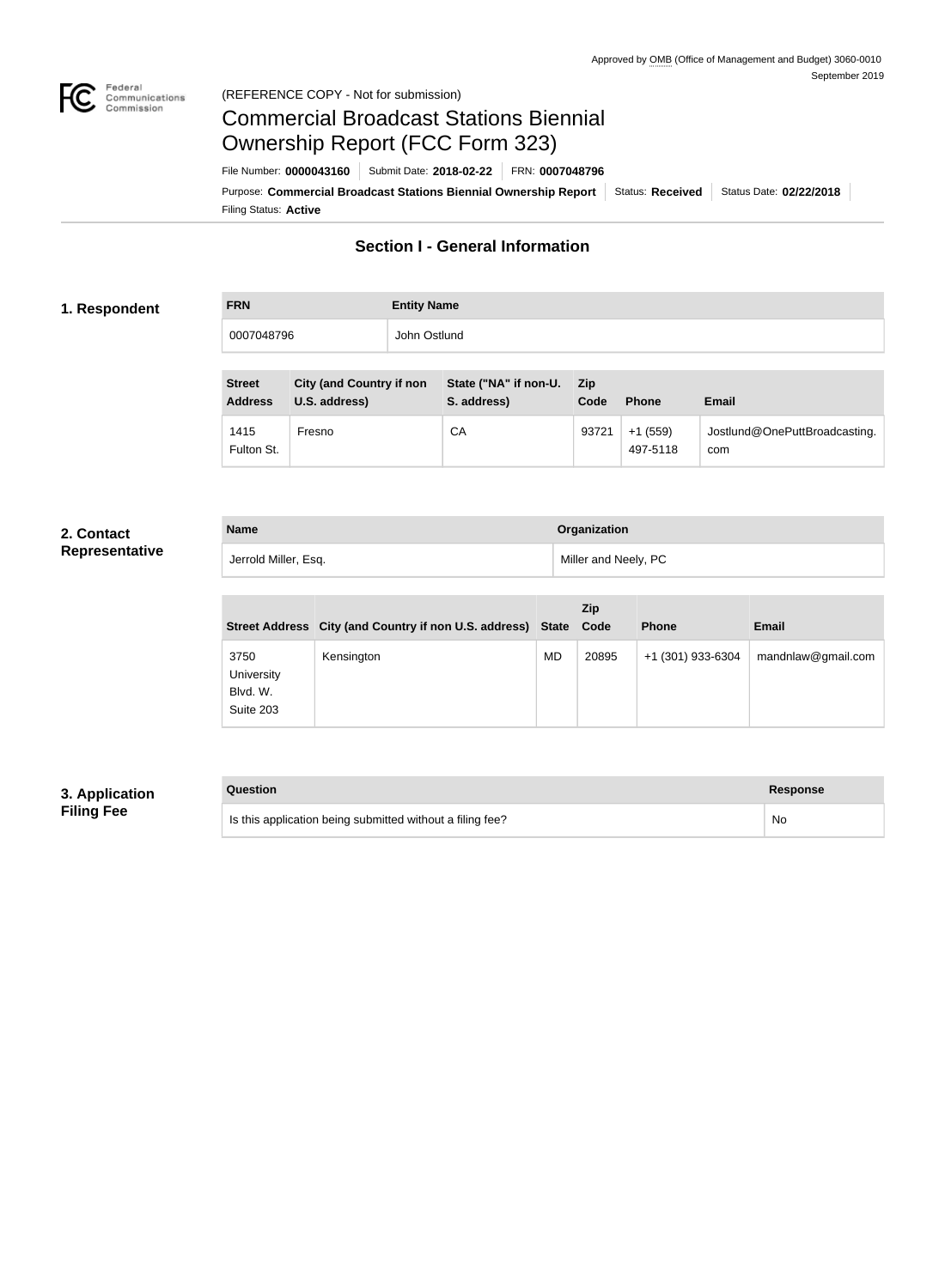Approved by OMB (Office of Management and Budget) 3060-0010
September 2019

(REFERENCE COPY - Not for submission)

# Commercial Broadcast Stations Biennial Ownership Report (FCC Form 323)

File Number: **0000043160** | Submit Date: **2018-02-22** | FRN: **0007048796**

Purpose: **Commercial Broadcast Stations Biennial Ownership Report** | Status: **Received** | Status Date: **02/22/2018**

Filing Status: **Active**

## Section I - General Information

### 1. Respondent

| FRN | Entity Name |
| --- | --- |
| 0007048796 | John Ostlund |

| Street Address | City (and Country if non U.S. address) | State ("NA" if non-U. S. address) | Zip Code | Phone | Email |
| --- | --- | --- | --- | --- | --- |
| 1415 Fulton St. | Fresno | CA | 93721 | +1 (559) 497-5118 | Jostlund@OnePuttBroadcasting.com |

### 2. Contact Representative

| Name | Organization |
| --- | --- |
| Jerrold Miller, Esq. | Miller and Neely, PC |

| Street Address | City (and Country if non U.S. address) | State | Zip Code | Phone | Email |
| --- | --- | --- | --- | --- | --- |
| 3750 University Blvd. W. Suite 203 | Kensington | MD | 20895 | +1 (301) 933-6304 | mandnlaw@gmail.com |

### 3. Application Filing Fee

| Question | Response |
| --- | --- |
| Is this application being submitted without a filing fee? | No |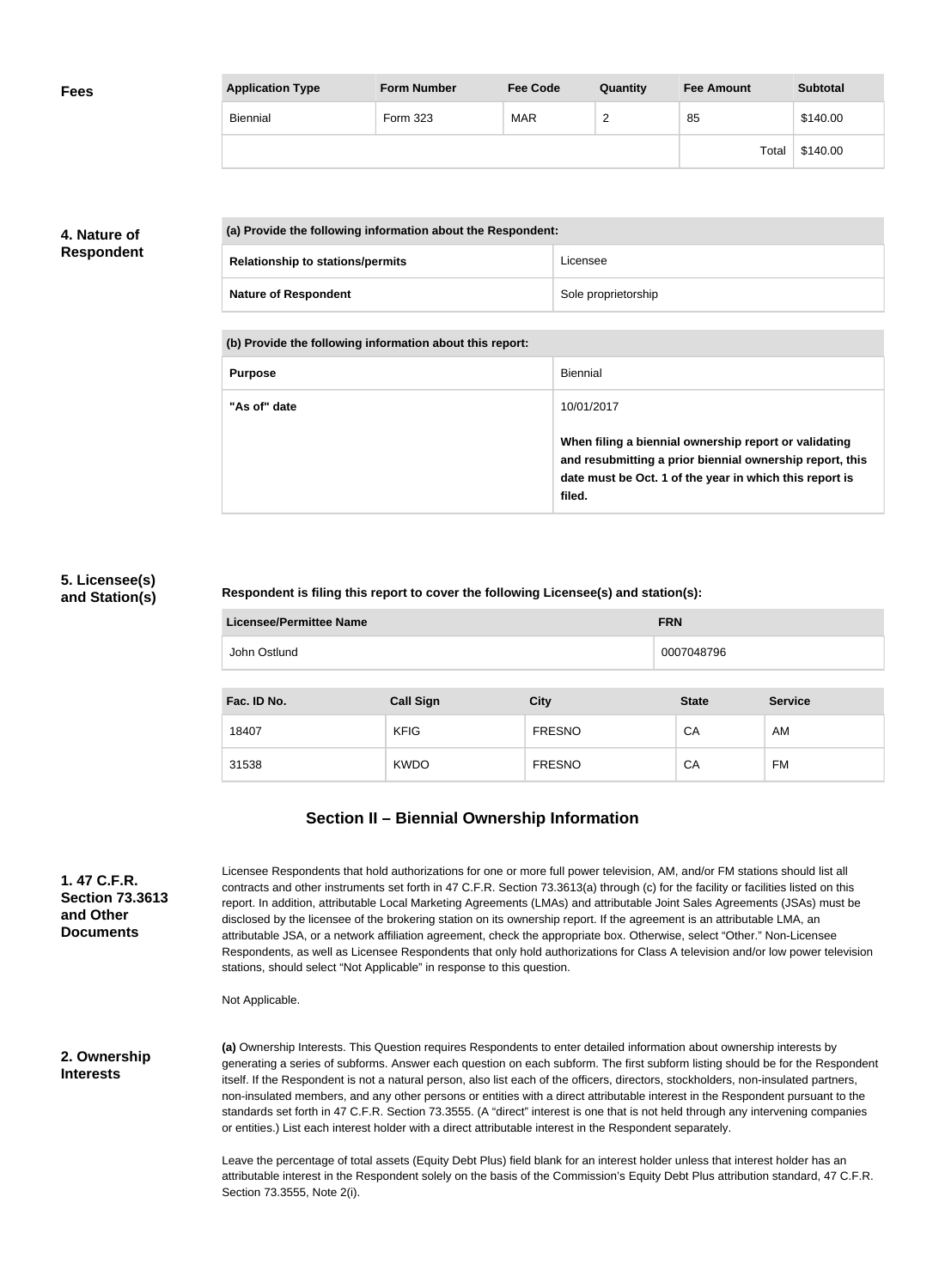## Fees

| Application Type | Form Number | Fee Code | Quantity | Fee Amount | Subtotal |
|---|---|---|---|---|---|
| Biennial | Form 323 | MAR | 2 | 85 | $140.00 |
| | | | | Total | $140.00 |

## 4. Nature of Respondent

| (a) Provide the following information about the Respondent: | |
|---|---|
| Relationship to stations/permits | Licensee |
| Nature of Respondent | Sole proprietorship |

| (b) Provide the following information about this report: | |
|---|---|
| Purpose | Biennial |
| "As of" date | 10/01/2017<br><br>**When filing a biennial ownership report or validating and resubmitting a prior biennial ownership report, this date must be Oct. 1 of the year in which this report is filed.** |

## 5. Licensee(s) and Station(s)

**Respondent is filing this report to cover the following Licensee(s) and station(s):**

| Licensee/Permittee Name | FRN |
|---|---|
| John Ostlund | 0007048796 |

| Fac. ID No. | Call Sign | City | State | Service |
|---|---|---|---|---|
| 18407 | KFIG | FRESNO | CA | AM |
| 31538 | KWDO | FRESNO | CA | FM |

# Section II – Biennial Ownership Information

## 1. 47 C.F.R. Section 73.3613 and Other Documents

Licensee Respondents that hold authorizations for one or more full power television, AM, and/or FM stations should list all contracts and other instruments set forth in 47 C.F.R. Section 73.3613(a) through (c) for the facility or facilities listed on this report. In addition, attributable Local Marketing Agreements (LMAs) and attributable Joint Sales Agreements (JSAs) must be disclosed by the licensee of the brokering station on its ownership report. If the agreement is an attributable LMA, an attributable JSA, or a network affiliation agreement, check the appropriate box. Otherwise, select "Other." Non-Licensee Respondents, as well as Licensee Respondents that only hold authorizations for Class A television and/or low power television stations, should select "Not Applicable" in response to this question.

Not Applicable.

## 2. Ownership Interests

**(a)** Ownership Interests. This Question requires Respondents to enter detailed information about ownership interests by generating a series of subforms. Answer each question on each subform. The first subform listing should be for the Respondent itself. If the Respondent is not a natural person, also list each of the officers, directors, stockholders, non-insulated partners, non-insulated members, and any other persons or entities with a direct attributable interest in the Respondent pursuant to the standards set forth in 47 C.F.R. Section 73.3555. (A "direct" interest is one that is not held through any intervening companies or entities.) List each interest holder with a direct attributable interest in the Respondent separately.

Leave the percentage of total assets (Equity Debt Plus) field blank for an interest holder unless that interest holder has an attributable interest in the Respondent solely on the basis of the Commission's Equity Debt Plus attribution standard, 47 C.F.R. Section 73.3555, Note 2(i).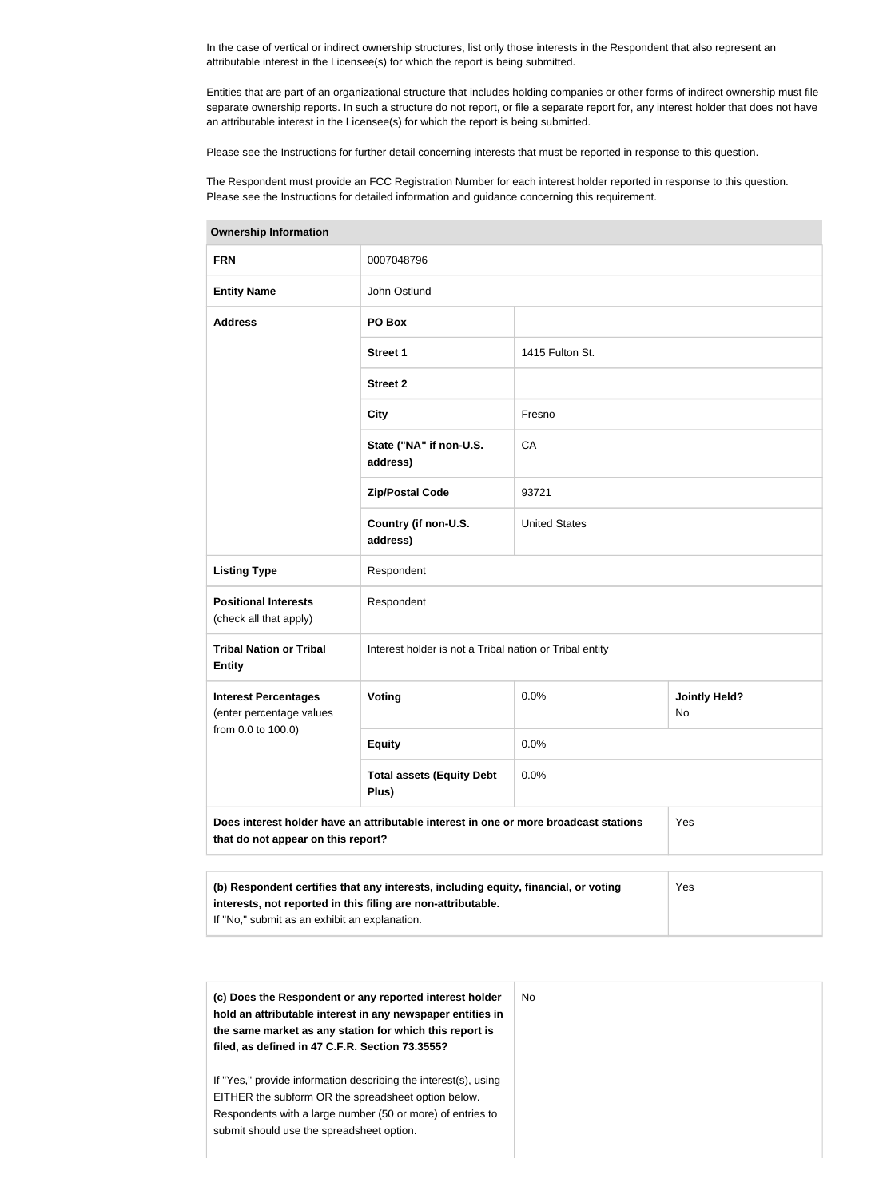In the case of vertical or indirect ownership structures, list only those interests in the Respondent that also represent an attributable interest in the Licensee(s) for which the report is being submitted.

Entities that are part of an organizational structure that includes holding companies or other forms of indirect ownership must file separate ownership reports. In such a structure do not report, or file a separate report for, any interest holder that does not have an attributable interest in the Licensee(s) for which the report is being submitted.

Please see the Instructions for further detail concerning interests that must be reported in response to this question.

The Respondent must provide an FCC Registration Number for each interest holder reported in response to this question. Please see the Instructions for detailed information and guidance concerning this requirement.

| **Ownership Information** | | | |
|---|---|---|---|
| **FRN** | 0007048796 | | |
| **Entity Name** | John Ostlund | | |
| **Address** | **PO Box** | | |
| | **Street 1** | 1415 Fulton St. | |
| | **Street 2** | | |
| | **City** | Fresno | |
| | **State ("NA" if non-U.S. address)** | CA | |
| | **Zip/Postal Code** | 93721 | |
| | **Country (if non-U.S. address)** | United States | |
| **Listing Type** | Respondent | | |
| **Positional Interests** (check all that apply) | Respondent | | |
| **Tribal Nation or Tribal Entity** | Interest holder is not a Tribal nation or Tribal entity | | |
| **Interest Percentages** (enter percentage values from 0.0 to 100.0) | **Voting** | 0.0% | **Jointly Held?** No |
| | **Equity** | 0.0% | |
| | **Total assets (Equity Debt Plus)** | 0.0% | |
| **Does interest holder have an attributable interest in one or more broadcast stations that do not appear on this report?** | | | Yes |

| **(b) Respondent certifies that any interests, including equity, financial, or voting interests, not reported in this filing are non-attributable.** If "No," submit as an exhibit an explanation. | Yes |
|---|---|

| **(c) Does the Respondent or any reported interest holder hold an attributable interest in any newspaper entities in the same market as any station for which this report is filed, as defined in 47 C.F.R. Section 73.3555?** If "Yes," provide information describing the interest(s), using EITHER the subform OR the spreadsheet option below. Respondents with a large number (50 or more) of entries to submit should use the spreadsheet option. | No |
|---|---|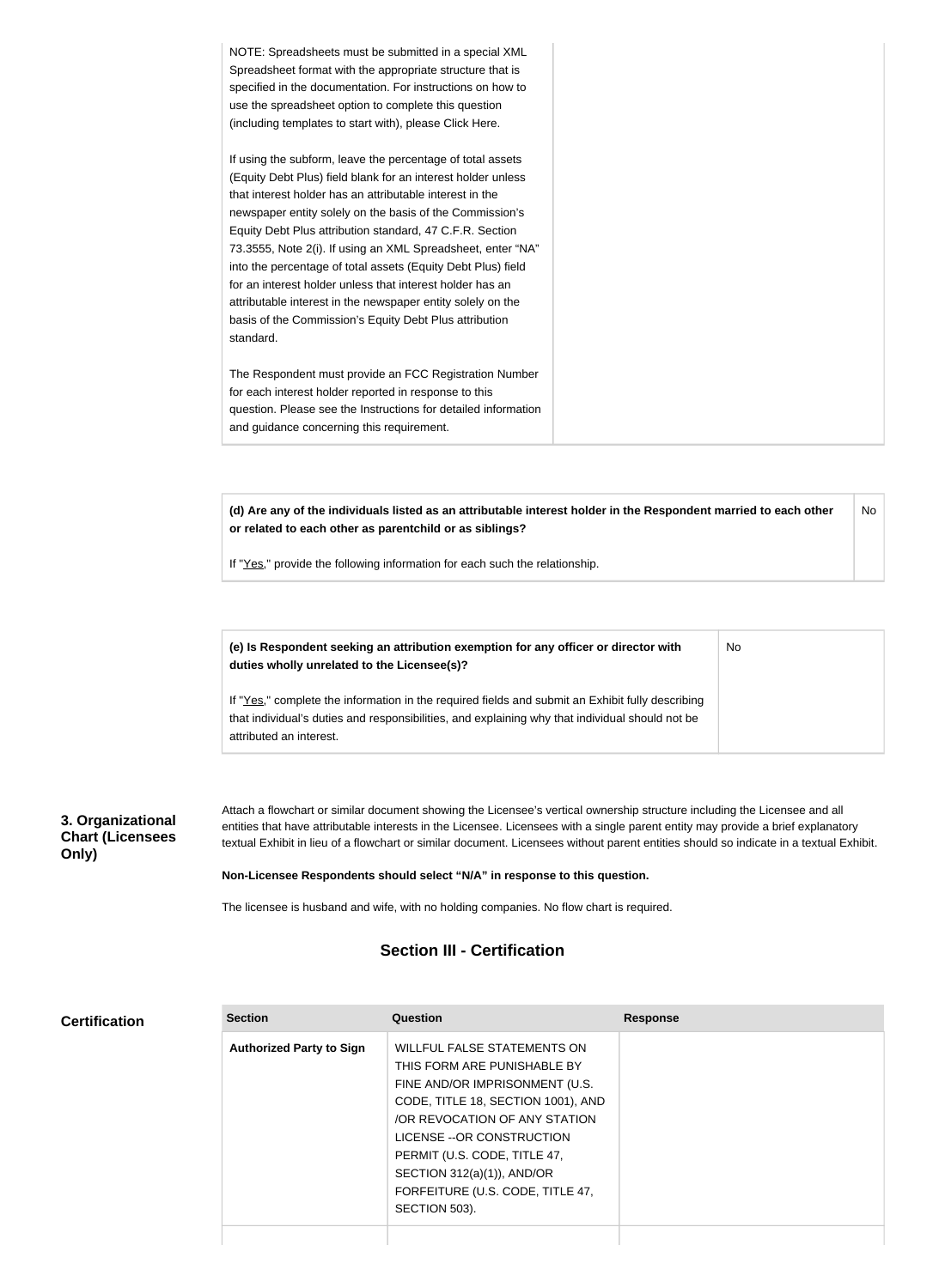| | |
|---|---|
| NOTE: Spreadsheets must be submitted in a special XML Spreadsheet format with the appropriate structure that is specified in the documentation. For instructions on how to use the spreadsheet option to complete this question (including templates to start with), please Click Here.<br><br>If using the subform, leave the percentage of total assets (Equity Debt Plus) field blank for an interest holder unless that interest holder has an attributable interest in the newspaper entity solely on the basis of the Commission's Equity Debt Plus attribution standard, 47 C.F.R. Section 73.3555, Note 2(i). If using an XML Spreadsheet, enter "NA" into the percentage of total assets (Equity Debt Plus) field for an interest holder unless that interest holder has an attributable interest in the newspaper entity solely on the basis of the Commission's Equity Debt Plus attribution standard.<br><br>The Respondent must provide an FCC Registration Number for each interest holder reported in response to this question. Please see the Instructions for detailed information and guidance concerning this requirement. | |

| | |
|---|---|
| **(d) Are any of the individuals listed as an attributable interest holder in the Respondent married to each other or related to each other as parentchild or as siblings?**<br><br>If "Yes," provide the following information for each such the relationship. | No |

| | |
|---|---|
| **(e) Is Respondent seeking an attribution exemption for any officer or director with duties wholly unrelated to the Licensee(s)?**<br><br>If "Yes," complete the information in the required fields and submit an Exhibit fully describing that individual's duties and responsibilities, and explaining why that individual should not be attributed an interest. | No |

### 3. Organizational Chart (Licensees Only)

Attach a flowchart or similar document showing the Licensee's vertical ownership structure including the Licensee and all entities that have attributable interests in the Licensee. Licensees with a single parent entity may provide a brief explanatory textual Exhibit in lieu of a flowchart or similar document. Licensees without parent entities should so indicate in a textual Exhibit.

**Non-Licensee Respondents should select "N/A" in response to this question.**

The licensee is husband and wife, with no holding companies. No flow chart is required.

## Section III - Certification

### Certification

| Section | Question | Response |
|---|---|---|
| **Authorized Party to Sign** | WILLFUL FALSE STATEMENTS ON THIS FORM ARE PUNISHABLE BY FINE AND/OR IMPRISONMENT (U.S. CODE, TITLE 18, SECTION 1001), AND /OR REVOCATION OF ANY STATION LICENSE --OR CONSTRUCTION PERMIT (U.S. CODE, TITLE 47, SECTION 312(a)(1)), AND/OR FORFEITURE (U.S. CODE, TITLE 47, SECTION 503). | |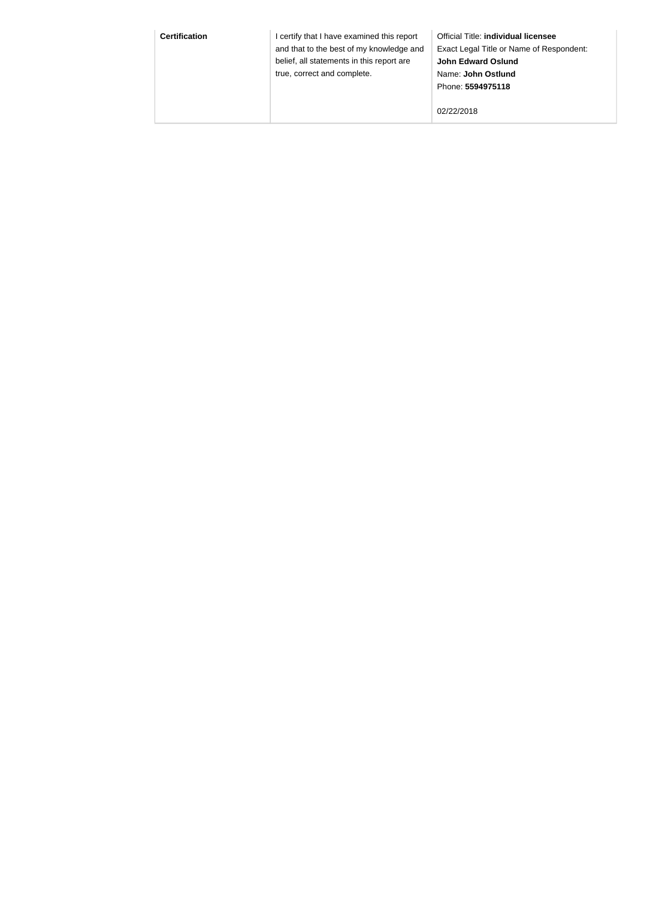| | | |
|---|---|---|
| **Certification** | I certify that I have examined this report and that to the best of my knowledge and belief, all statements in this report are true, correct and complete. | Official Title: **individual licensee**<br>Exact Legal Title or Name of Respondent: **John Edward Oslund**<br>Name: **John Ostlund**<br>Phone: **5594975118**<br><br>02/22/2018 |